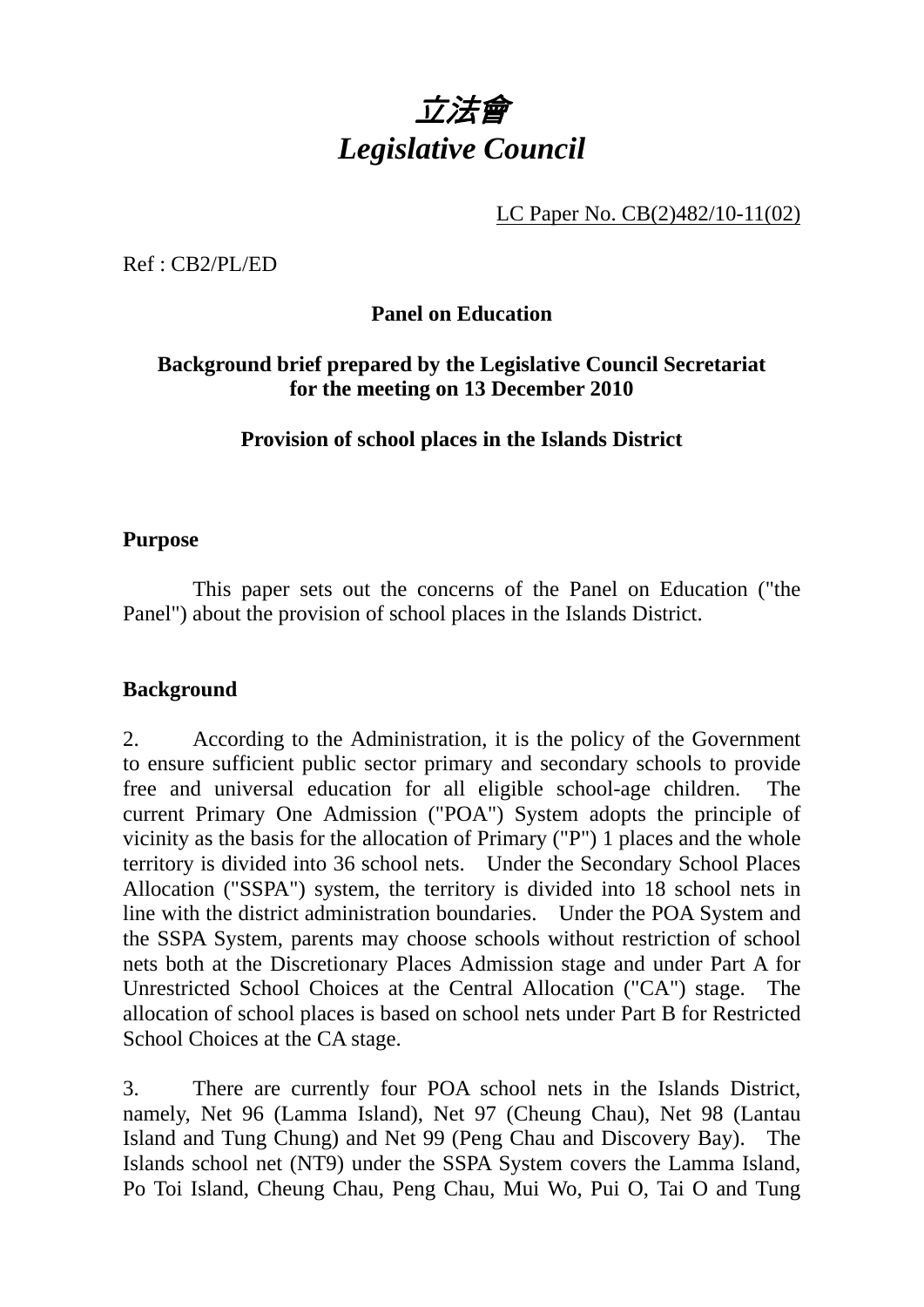# *立法會*
# *Legislative Council*

LC Paper No. CB(2)482/10-11(02)

Ref : CB2/PL/ED

**Panel on Education**

**Background brief prepared by the Legislative Council Secretariat for the meeting on 13 December 2010**

**Provision of school places in the Islands District**

**Purpose**

This paper sets out the concerns of the Panel on Education ("the Panel") about the provision of school places in the Islands District.

**Background**

2. According to the Administration, it is the policy of the Government to ensure sufficient public sector primary and secondary schools to provide free and universal education for all eligible school-age children. The current Primary One Admission ("POA") System adopts the principle of vicinity as the basis for the allocation of Primary ("P") 1 places and the whole territory is divided into 36 school nets. Under the Secondary School Places Allocation ("SSPA") system, the territory is divided into 18 school nets in line with the district administration boundaries. Under the POA System and the SSPA System, parents may choose schools without restriction of school nets both at the Discretionary Places Admission stage and under Part A for Unrestricted School Choices at the Central Allocation ("CA") stage. The allocation of school places is based on school nets under Part B for Restricted School Choices at the CA stage.

3. There are currently four POA school nets in the Islands District, namely, Net 96 (Lamma Island), Net 97 (Cheung Chau), Net 98 (Lantau Island and Tung Chung) and Net 99 (Peng Chau and Discovery Bay). The Islands school net (NT9) under the SSPA System covers the Lamma Island, Po Toi Island, Cheung Chau, Peng Chau, Mui Wo, Pui O, Tai O and Tung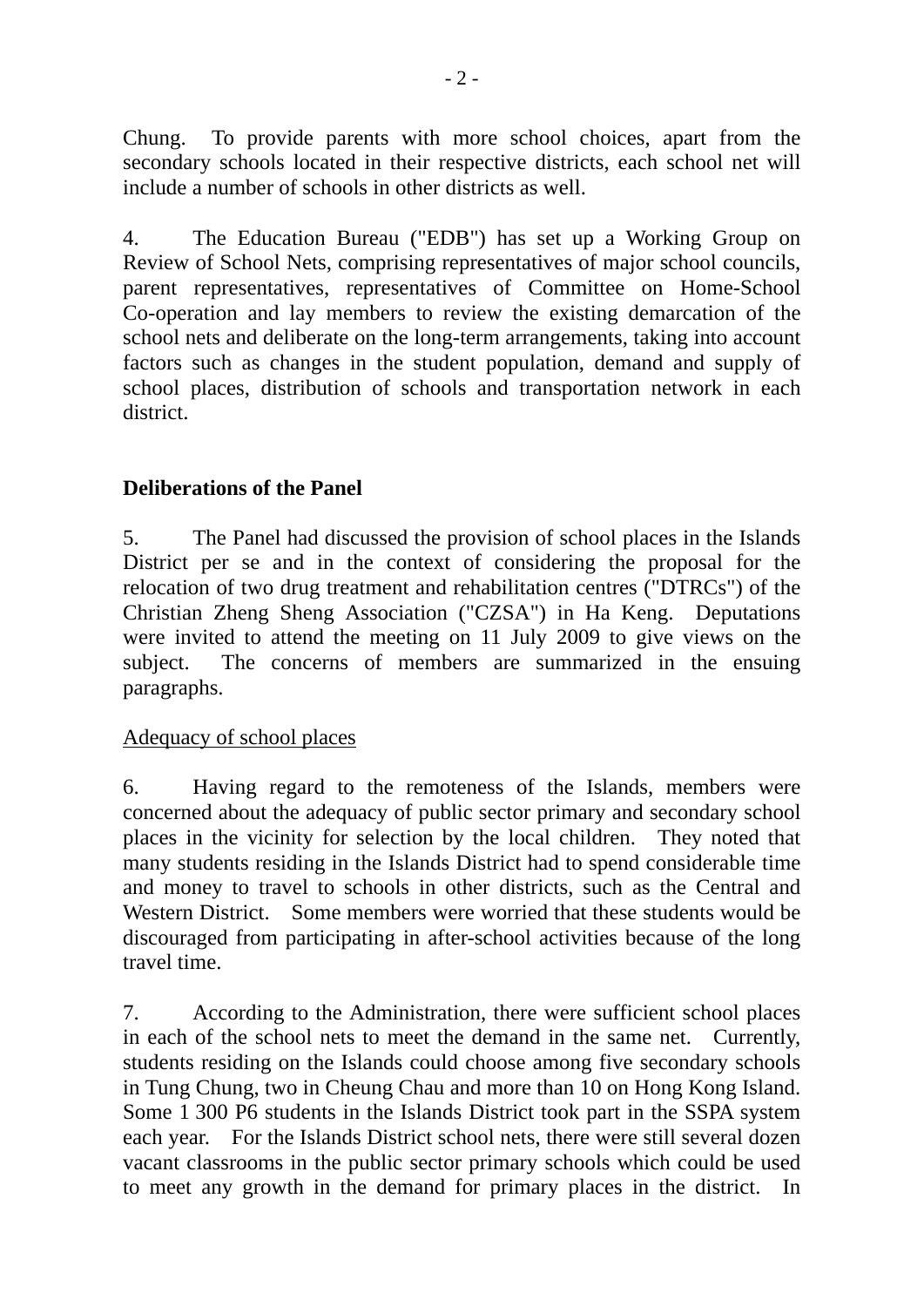Chung. To provide parents with more school choices, apart from the secondary schools located in their respective districts, each school net will include a number of schools in other districts as well.

4. The Education Bureau ("EDB") has set up a Working Group on Review of School Nets, comprising representatives of major school councils, parent representatives, representatives of Committee on Home-School Co-operation and lay members to review the existing demarcation of the school nets and deliberate on the long-term arrangements, taking into account factors such as changes in the student population, demand and supply of school places, distribution of schools and transportation network in each district.

**Deliberations of the Panel**

5. The Panel had discussed the provision of school places in the Islands District per se and in the context of considering the proposal for the relocation of two drug treatment and rehabilitation centres ("DTRCs") of the Christian Zheng Sheng Association ("CZSA") in Ha Keng. Deputations were invited to attend the meeting on 11 July 2009 to give views on the subject. The concerns of members are summarized in the ensuing paragraphs.

<u>Adequacy of school places</u>

6. Having regard to the remoteness of the Islands, members were concerned about the adequacy of public sector primary and secondary school places in the vicinity for selection by the local children. They noted that many students residing in the Islands District had to spend considerable time and money to travel to schools in other districts, such as the Central and Western District. Some members were worried that these students would be discouraged from participating in after-school activities because of the long travel time.

7. According to the Administration, there were sufficient school places in each of the school nets to meet the demand in the same net. Currently, students residing on the Islands could choose among five secondary schools in Tung Chung, two in Cheung Chau and more than 10 on Hong Kong Island. Some 1 300 P6 students in the Islands District took part in the SSPA system each year. For the Islands District school nets, there were still several dozen vacant classrooms in the public sector primary schools which could be used to meet any growth in the demand for primary places in the district. In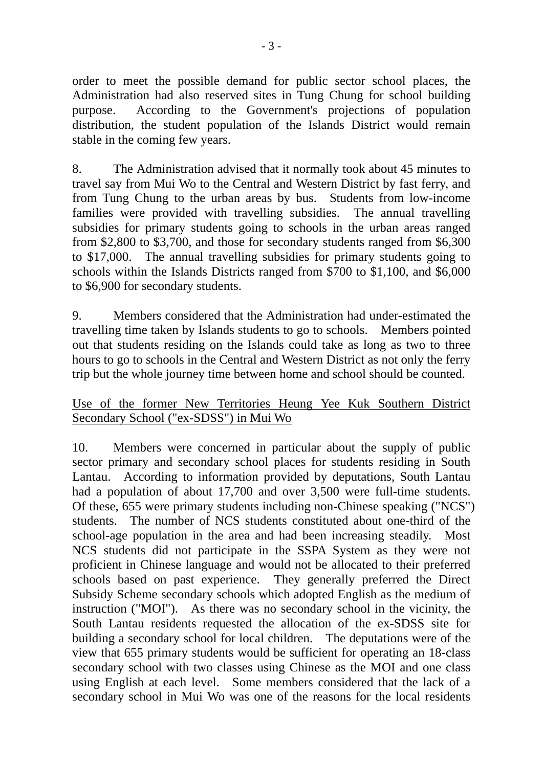order to meet the possible demand for public sector school places, the Administration had also reserved sites in Tung Chung for school building purpose. According to the Government's projections of population distribution, the student population of the Islands District would remain stable in the coming few years.

8. The Administration advised that it normally took about 45 minutes to travel say from Mui Wo to the Central and Western District by fast ferry, and from Tung Chung to the urban areas by bus. Students from low-income families were provided with travelling subsidies. The annual travelling subsidies for primary students going to schools in the urban areas ranged from $2,800 to $3,700, and those for secondary students ranged from $6,300 to $17,000. The annual travelling subsidies for primary students going to schools within the Islands Districts ranged from $700 to $1,100, and $6,000 to $6,900 for secondary students.

9. Members considered that the Administration had under-estimated the travelling time taken by Islands students to go to schools. Members pointed out that students residing on the Islands could take as long as two to three hours to go to schools in the Central and Western District as not only the ferry trip but the whole journey time between home and school should be counted.

Use of the former New Territories Heung Yee Kuk Southern District Secondary School ("ex-SDSS") in Mui Wo

10. Members were concerned in particular about the supply of public sector primary and secondary school places for students residing in South Lantau. According to information provided by deputations, South Lantau had a population of about 17,700 and over 3,500 were full-time students. Of these, 655 were primary students including non-Chinese speaking ("NCS") students. The number of NCS students constituted about one-third of the school-age population in the area and had been increasing steadily. Most NCS students did not participate in the SSPA System as they were not proficient in Chinese language and would not be allocated to their preferred schools based on past experience. They generally preferred the Direct Subsidy Scheme secondary schools which adopted English as the medium of instruction ("MOI"). As there was no secondary school in the vicinity, the South Lantau residents requested the allocation of the ex-SDSS site for building a secondary school for local children. The deputations were of the view that 655 primary students would be sufficient for operating an 18-class secondary school with two classes using Chinese as the MOI and one class using English at each level. Some members considered that the lack of a secondary school in Mui Wo was one of the reasons for the local residents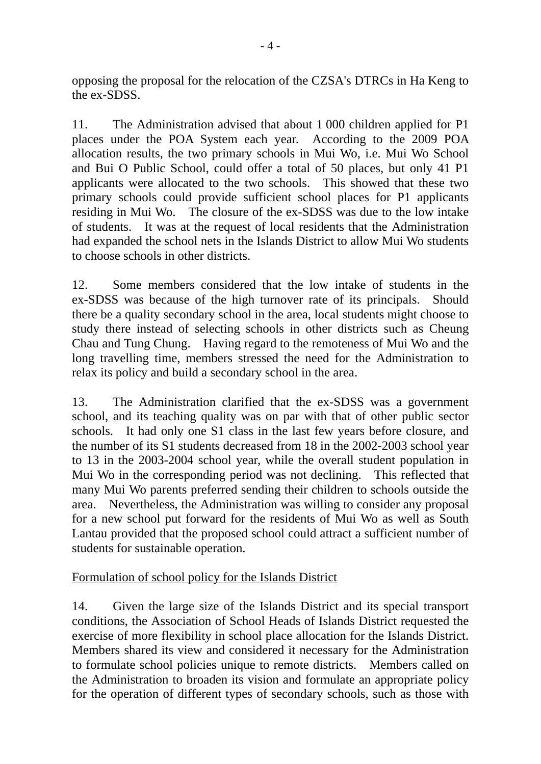opposing the proposal for the relocation of the CZSA's DTRCs in Ha Keng to the ex-SDSS.

11. The Administration advised that about 1 000 children applied for P1 places under the POA System each year. According to the 2009 POA allocation results, the two primary schools in Mui Wo, i.e. Mui Wo School and Bui O Public School, could offer a total of 50 places, but only 41 P1 applicants were allocated to the two schools. This showed that these two primary schools could provide sufficient school places for P1 applicants residing in Mui Wo. The closure of the ex-SDSS was due to the low intake of students. It was at the request of local residents that the Administration had expanded the school nets in the Islands District to allow Mui Wo students to choose schools in other districts.

12. Some members considered that the low intake of students in the ex-SDSS was because of the high turnover rate of its principals. Should there be a quality secondary school in the area, local students might choose to study there instead of selecting schools in other districts such as Cheung Chau and Tung Chung. Having regard to the remoteness of Mui Wo and the long travelling time, members stressed the need for the Administration to relax its policy and build a secondary school in the area.

13. The Administration clarified that the ex-SDSS was a government school, and its teaching quality was on par with that of other public sector schools. It had only one S1 class in the last few years before closure, and the number of its S1 students decreased from 18 in the 2002-2003 school year to 13 in the 2003-2004 school year, while the overall student population in Mui Wo in the corresponding period was not declining. This reflected that many Mui Wo parents preferred sending their children to schools outside the area. Nevertheless, the Administration was willing to consider any proposal for a new school put forward for the residents of Mui Wo as well as South Lantau provided that the proposed school could attract a sufficient number of students for sustainable operation.

<u>Formulation of school policy for the Islands District</u>

14. Given the large size of the Islands District and its special transport conditions, the Association of School Heads of Islands District requested the exercise of more flexibility in school place allocation for the Islands District. Members shared its view and considered it necessary for the Administration to formulate school policies unique to remote districts. Members called on the Administration to broaden its vision and formulate an appropriate policy for the operation of different types of secondary schools, such as those with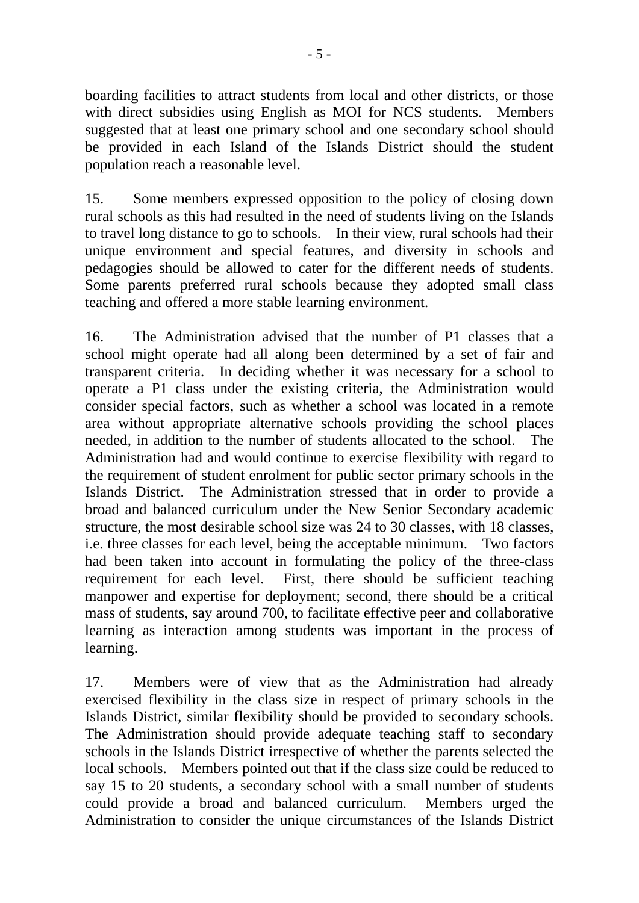boarding facilities to attract students from local and other districts, or those with direct subsidies using English as MOI for NCS students. Members suggested that at least one primary school and one secondary school should be provided in each Island of the Islands District should the student population reach a reasonable level.

15. Some members expressed opposition to the policy of closing down rural schools as this had resulted in the need of students living on the Islands to travel long distance to go to schools. In their view, rural schools had their unique environment and special features, and diversity in schools and pedagogies should be allowed to cater for the different needs of students. Some parents preferred rural schools because they adopted small class teaching and offered a more stable learning environment.

16. The Administration advised that the number of P1 classes that a school might operate had all along been determined by a set of fair and transparent criteria. In deciding whether it was necessary for a school to operate a P1 class under the existing criteria, the Administration would consider special factors, such as whether a school was located in a remote area without appropriate alternative schools providing the school places needed, in addition to the number of students allocated to the school. The Administration had and would continue to exercise flexibility with regard to the requirement of student enrolment for public sector primary schools in the Islands District. The Administration stressed that in order to provide a broad and balanced curriculum under the New Senior Secondary academic structure, the most desirable school size was 24 to 30 classes, with 18 classes, i.e. three classes for each level, being the acceptable minimum. Two factors had been taken into account in formulating the policy of the three-class requirement for each level. First, there should be sufficient teaching manpower and expertise for deployment; second, there should be a critical mass of students, say around 700, to facilitate effective peer and collaborative learning as interaction among students was important in the process of learning.

17. Members were of view that as the Administration had already exercised flexibility in the class size in respect of primary schools in the Islands District, similar flexibility should be provided to secondary schools. The Administration should provide adequate teaching staff to secondary schools in the Islands District irrespective of whether the parents selected the local schools. Members pointed out that if the class size could be reduced to say 15 to 20 students, a secondary school with a small number of students could provide a broad and balanced curriculum. Members urged the Administration to consider the unique circumstances of the Islands District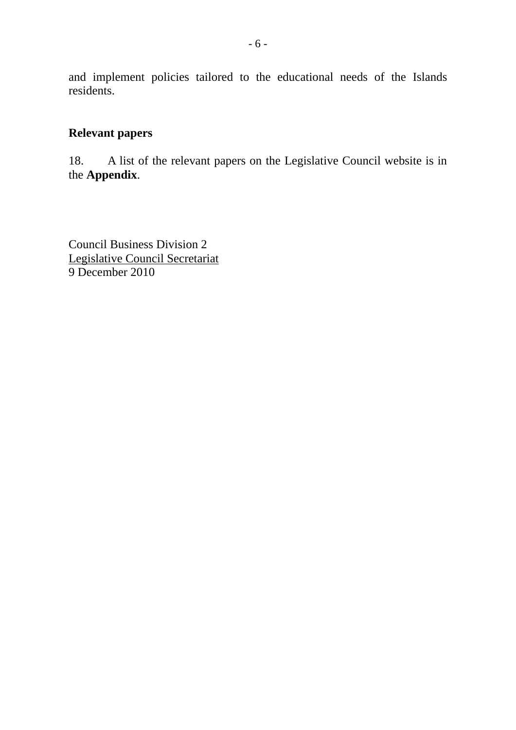and implement policies tailored to the educational needs of the Islands residents.

## Relevant papers

18. A list of the relevant papers on the Legislative Council website is in the **Appendix**.

Council Business Division 2
Legislative Council Secretariat
9 December 2010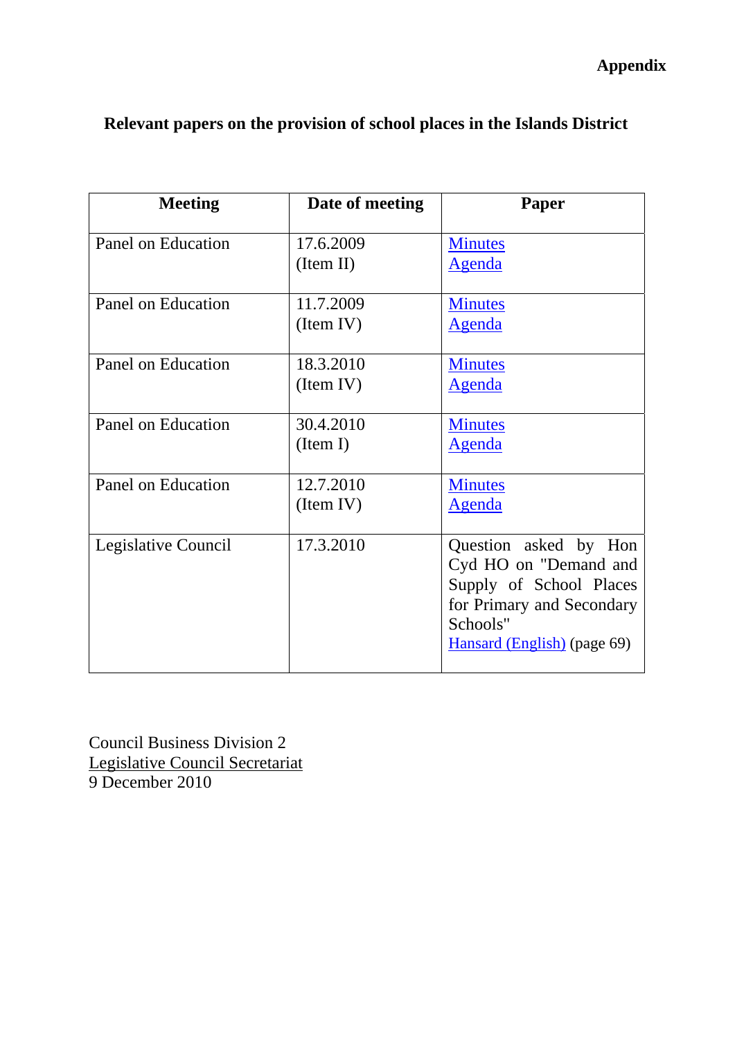**Appendix**

# Relevant papers on the provision of school places in the Islands District

| Meeting | Date of meeting | Paper |
|---|---|---|
| Panel on Education | 17.6.2009 (Item II) | Minutes Agenda |
| Panel on Education | 11.7.2009 (Item IV) | Minutes Agenda |
| Panel on Education | 18.3.2010 (Item IV) | Minutes Agenda |
| Panel on Education | 30.4.2010 (Item I) | Minutes Agenda |
| Panel on Education | 12.7.2010 (Item IV) | Minutes Agenda |
| Legislative Council | 17.3.2010 | Question asked by Hon Cyd HO on "Demand and Supply of School Places for Primary and Secondary Schools" Hansard (English) (page 69) |

Council Business Division 2
Legislative Council Secretariat
9 December 2010